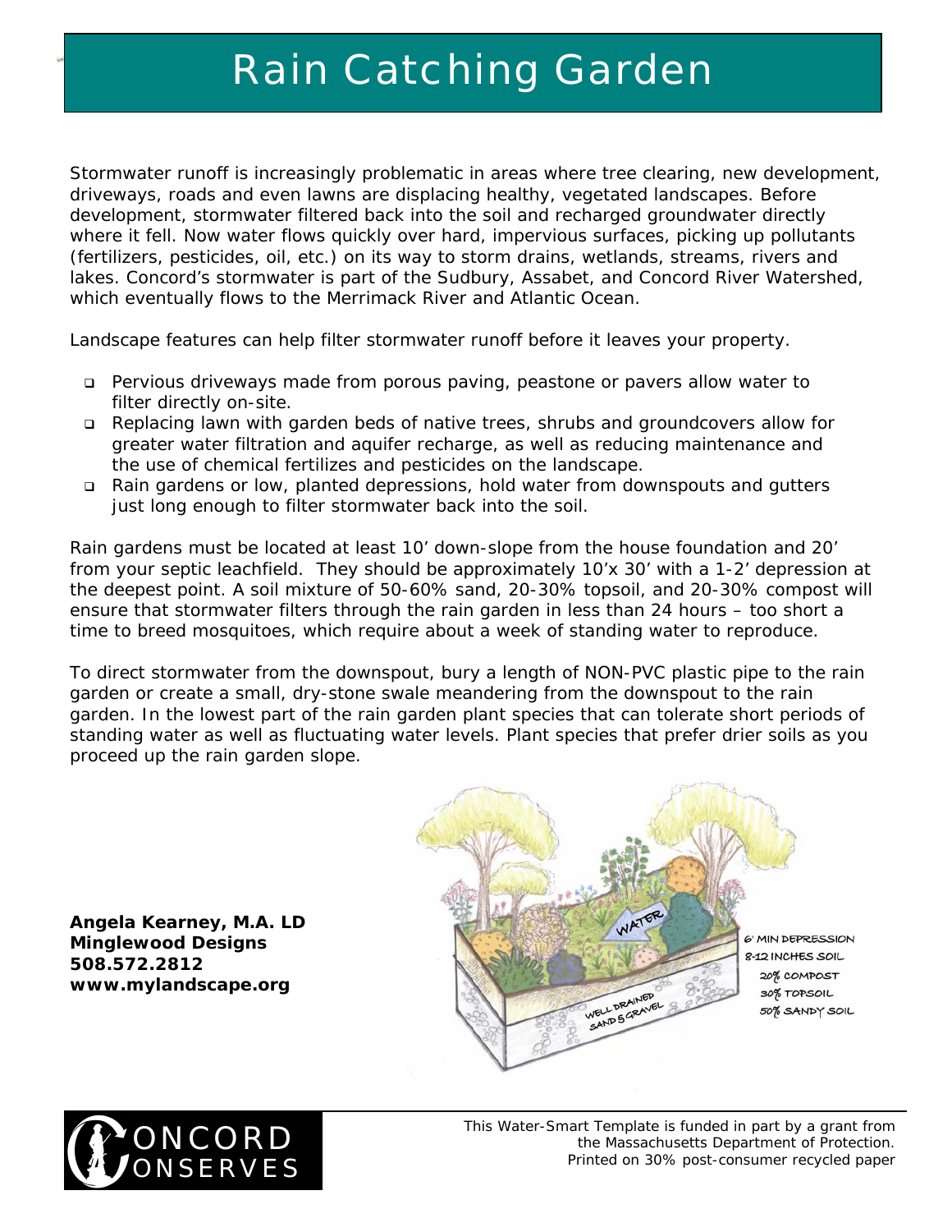# Rain Catching Garden

Stormwater runoff is increasingly problematic in areas where tree clearing, new development, driveways, roads and even lawns are displacing healthy, vegetated landscapes. Before development, stormwater filtered back into the soil and recharged groundwater directly where it fell. Now water flows quickly over hard, impervious surfaces, picking up pollutants (fertilizers, pesticides, oil, etc.) on its way to storm drains, wetlands, streams, rivers and lakes. Concord's stormwater is part of the Sudbury, Assabet, and Concord River Watershed, which eventually flows to the Merrimack River and Atlantic Ocean.

Landscape features can help filter stormwater runoff before it leaves your property.

- Pervious driveways made from porous paving, peastone or pavers allow water to filter directly on-site.
- Replacing lawn with garden beds of native trees, shrubs and groundcovers allow for greater water filtration and aquifer recharge, as well as reducing maintenance and the use of chemical fertilizes and pesticides on the landscape.
- Rain gardens or low, planted depressions, hold water from downspouts and gutters just long enough to filter stormwater back into the soil.

Rain gardens must be located at least 10' down-slope from the house foundation and 20' from your septic leachfield. They should be approximately 10'x 30' with a 1-2' depression at the deepest point. A soil mixture of 50-60% sand, 20-30% topsoil, and 20-30% compost will ensure that stormwater filters through the rain garden in less than 24 hours – too short a time to breed mosquitoes, which require about a week of standing water to reproduce.

To direct stormwater from the downspout, bury a length of NON-PVC plastic pipe to the rain garden or create a small, dry-stone swale meandering from the downspout to the rain garden. In the lowest part of the rain garden plant species that can tolerate short periods of standing water as well as fluctuating water levels. Plant species that prefer drier soils as you proceed up the rain garden slope.

WATER

6' MIN DEPRESSION
8-12 INCHES SOIL
20% COMPOST
30% TOPSOIL
50% SANDY SOIL

WELL DRAINED SAND & GRAVEL

**Angela Kearney, M.A. LD**
**Minglewood Designs**
**508.572.2812**
**www.mylandscape.org**

CONCORD CONSERVES

This Water-Smart Template is funded in part by a grant from the Massachusetts Department of Protection.
Printed on 30% post-consumer recycled paper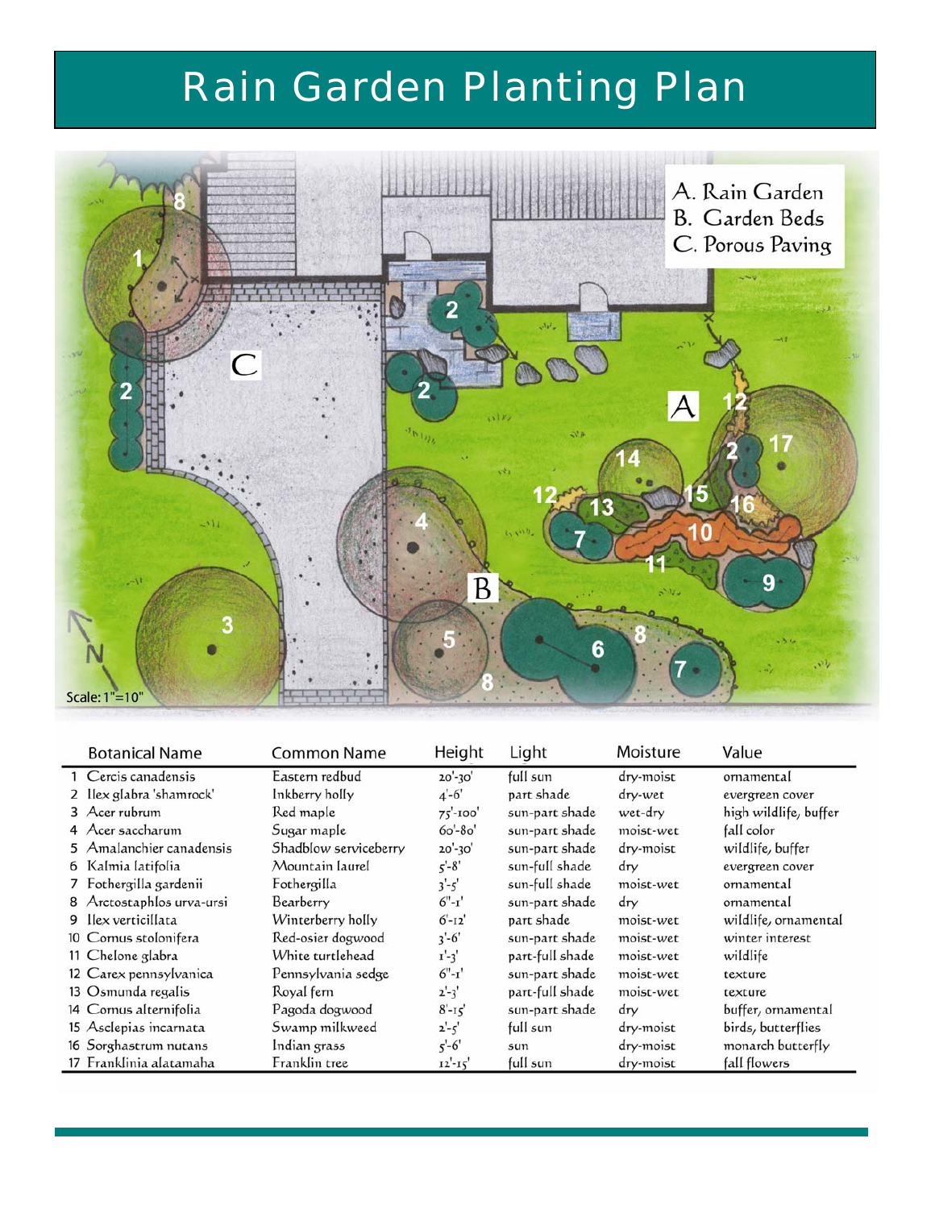# Rain Garden Planting Plan

A. Rain Garden
B. Garden Beds
C. Porous Paving

Scale: 1"=10"

| | Botanical Name | Common Name | Height | Light | Moisture | Value |
|---|---|---|---|---|---|---|
| 1 | Cercis canadensis | Eastern redbud | 20'-30' | full sun | dry-moist | ornamental |
| 2 | Ilex glabra 'shamrock' | Inkberry holly | 4'-6' | part shade | dry-wet | evergreen cover |
| 3 | Acer rubrum | Red maple | 75'-100' | sun-part shade | wet-dry | high wildlife, buffer |
| 4 | Acer saccharum | Sugar maple | 60'-80' | sun-part shade | moist-wet | fall color |
| 5 | Amalanchier canadensis | Shadblow serviceberry | 20'-30' | sun-part shade | dry-moist | wildlife, buffer |
| 6 | Kalmia latifolia | Mountain laurel | 5'-8' | sun-full shade | dry | evergreen cover |
| 7 | Fothergilla gardenii | Fothergilla | 3'-5' | sun-full shade | moist-wet | ornamental |
| 8 | Arctostaphlos urva-ursi | Bearberry | 6"-1' | sun-part shade | dry | ornamental |
| 9 | Ilex verticillata | Winterberry holly | 6'-12' | part shade | moist-wet | wildlife, ornamental |
| 10 | Cornus stolonifera | Red-osier dogwood | 3'-6' | sun-part shade | moist-wet | winter interest |
| 11 | Chelone glabra | White turtlehead | 1'-3' | part-full shade | moist-wet | wildlife |
| 12 | Carex pennsylvanica | Pennsylvania sedge | 6"-1' | sun-part shade | moist-wet | texture |
| 13 | Osmunda regalis | Royal fern | 2'-3' | part-full shade | moist-wet | texture |
| 14 | Cornus alternifolia | Pagoda dogwood | 8'-15' | sun-part shade | dry | buffer, ornamental |
| 15 | Asclepias incarnata | Swamp milkweed | 2'-5' | full sun | dry-moist | birds, butterflies |
| 16 | Sorghastrum nutans | Indian grass | 5'-6' | sun | dry-moist | monarch butterfly |
| 17 | Franklinia alatamaha | Franklin tree | 12'-15' | full sun | dry-moist | fall flowers |